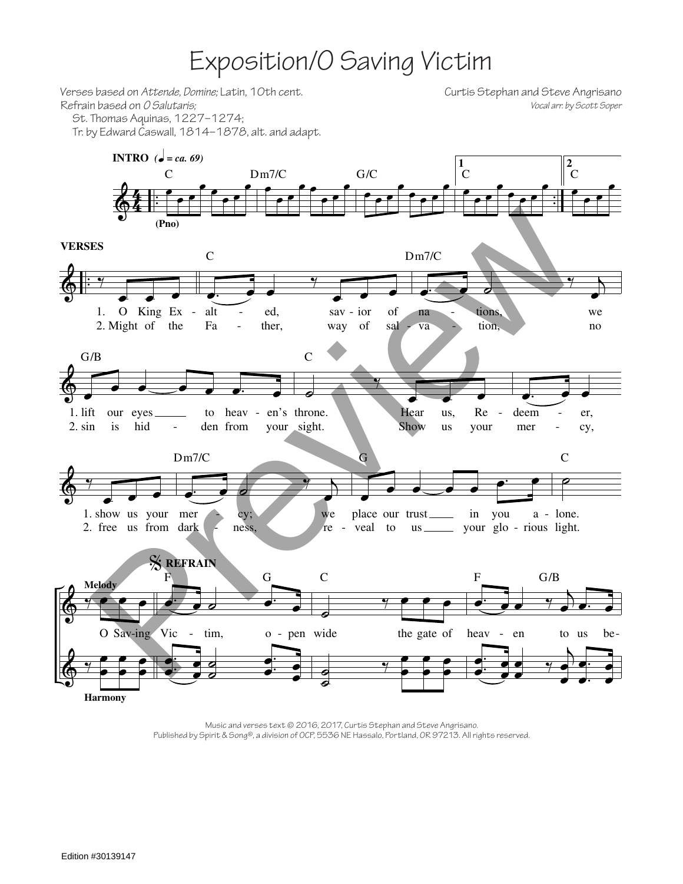# Exposition/O Saving Victim

Verses based on *Attende, Domine;* Latin, 10th cent.
Refrain based on *O Salutaris;*
St. Thomas Aquinas, 1227–1274;
Tr. by Edward Caswall, 1814–1878, alt. and adapt.

Curtis Stephan and Steve Angrisano
*Vocal arr. by Scott Soper*

**INTRO** (♩ = ca. 69)

C Dm7/C G/C C C

(Pno)

**VERSES**

C Dm7/C

1. O King Ex - alt - ed, sav - ior of na - tions, we
2. Might of the Fa - ther, way of sal - va - tion, no

G/B C

1. lift our eyes to heav - en's throne. Hear us, Re - deem - er,
2. sin is hid - den from your sight. Show us your mer - cy,

Dm7/C G C

1. show us your mer - cy; we place our trust in you a - lone.
2. free us from dark - ness, re - veal to us your glo - rious light.

**REFRAIN**

F G C F G/B

Melody

O Sav-ing Vic - tim, o - pen wide the gate of heav - en to us be-

Harmony

Music and verses text © 2016, 2017, Curtis Stephan and Steve Angrisano.
Published by Spirit & Song®, a division of OCP, 5536 NE Hassalo, Portland, OR 97213. All rights reserved.

Edition #30139147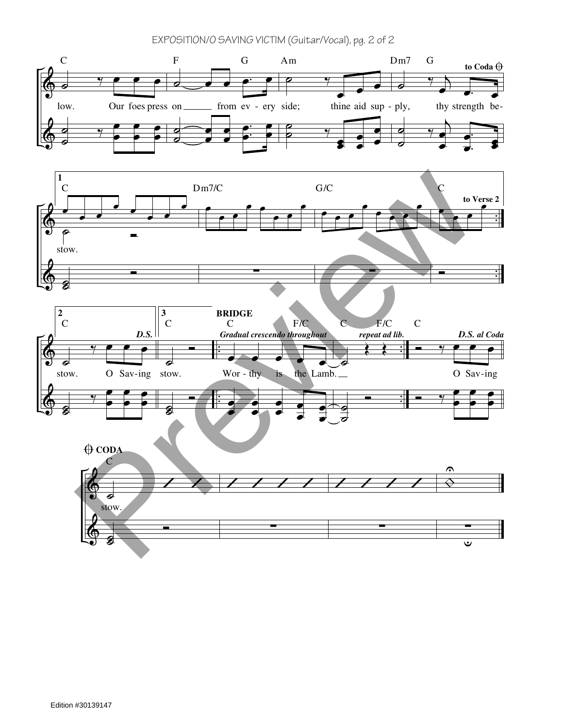C F G Am Dm7 G

*to Coda*

low. Our foes press on from ev - ery side; thine aid sup - ply, thy strength be-

1

C Dm7/C G/C C

*to Verse 2*

stow.

2

C

*D.S.*

stow. O Sav-ing

3

C

stow.

**BRIDGE**

C F/C C F/C C

*Gradual crescendo throughout* *repeat ad lib.* *D.S. al Coda*

Wor - thy is the Lamb. O Sav-ing

**CODA**

C

stow.

Edition #30139147